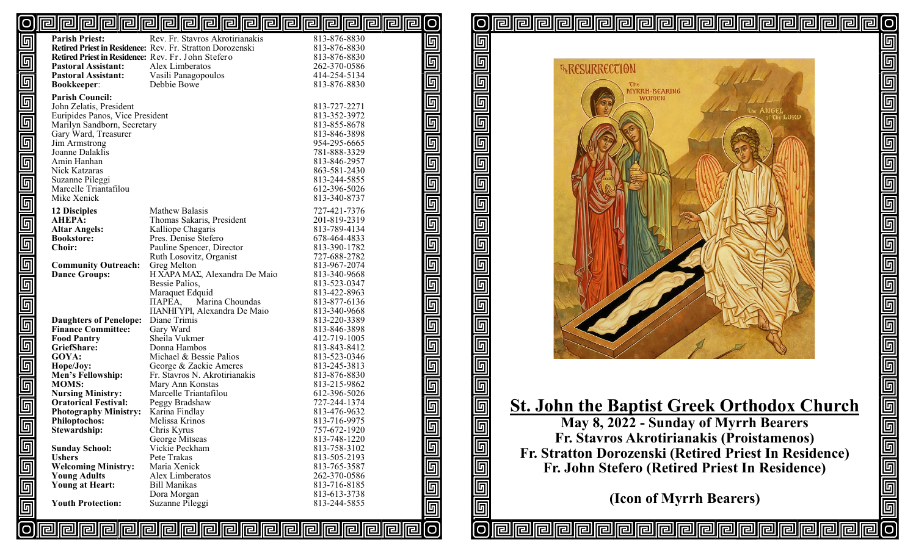| | | |
|---|---|---|
| **Parish Priest:** | Rev. Fr. Stavros Akrotirianakis | 813-876-8830 |
| **Retired Priest in Residence:** | Rev. Fr. Stratton Dorozenski | 813-876-8830 |
| **Retired Priest in Residence:** | Rev. Fr. John Stefero | 813-876-8830 |
| **Pastoral Assistant:** | Alex Limberatos | 262-370-0586 |
| **Pastoral Assistant:** | Vasili Panagopoulos | 414-254-5134 |
| **Bookkeeper**: | Debbie Bowe | 813-876-8830 |

**Parish Council:**

| | |
|---|---|
| John Zelatis, President | 813-727-2271 |
| Euripides Panos, Vice President | 813-352-3972 |
| Marilyn Sandborn, Secretary | 813-855-8678 |
| Gary Ward, Treasurer | 813-846-3898 |
| Jim Armstrong | 954-295-6665 |
| Joanne Dalaklis | 781-888-3329 |
| Amin Hanhan | 813-846-2957 |
| Nick Katzaras | 863-581-2430 |
| Suzanne Pileggi | 813-244-5855 |
| Marcelle Triantafilou | 612-396-5026 |
| Mike Xenick | 813-340-8737 |

| | | |
|---|---|---|
| **12 Disciples** | Mathew Balasis | 727-421-7376 |
| **AHEPA:** | Thomas Sakaris, President | 201-819-2319 |
| **Altar Angels:** | Kalliope Chagaris | 813-789-4134 |
| **Bookstore:** | Pres. Denise Stefero | 678-464-4833 |
| **Choir:** | Pauline Spencer, Director | 813-390-1782 |
| | Ruth Losovitz, Organist | 727-688-2782 |
| **Community Outreach:** | Greg Melton | 813-967-2074 |
| **Dance Groups:** | Η ΧΑΡΑ ΜΑΣ, Alexandra De Maio | 813-340-9668 |
| | Bessie Palios, | 813-523-0347 |
| | Maraquet Edquid | 813-422-8963 |
| | ΠΑΡΕΑ, Marina Choundas | 813-877-6136 |
| | ΠΑΝΗΓΥΡΙ, Alexandra De Maio | 813-340-9668 |
| **Daughters of Penelope:** | Diane Trimis | 813-220-3389 |
| **Finance Committee:** | Gary Ward | 813-846-3898 |
| **Food Pantry** | Sheila Vukmer | 412-719-1005 |
| **GriefShare:** | Donna Hambos | 813-843-8412 |
| **GOYA:** | Michael & Bessie Palios | 813-523-0346 |
| **Hope/Joy:** | George & Zackie Ameres | 813-245-3813 |
| **Men's Fellowship:** | Fr. Stavros N. Akrotirianakis | 813-876-8830 |
| **MOMS:** | Mary Ann Konstas | 813-215-9862 |
| **Nursing Ministry:** | Marcelle Triantafilou | 612-396-5026 |
| **Oratorical Festival:** | Peggy Bradshaw | 727-244-1374 |
| **Photography Ministry:** | Karina Findlay | 813-476-9632 |
| **Philoptochos:** | Melissa Krinos | 813-716-9975 |
| **Stewardship:** | Chris Kyrus | 757-672-1920 |
| | George Mitseas | 813-748-1220 |
| **Sunday School:** | Vickie Peckham | 813-758-3102 |
| **Ushers** | Pete Trakas | 813-505-2193 |
| **Welcoming Ministry:** | Maria Xenick | 813-765-3587 |
| **Young Adults** | Alex Limberatos | 262-370-0586 |
| **Young at Heart:** | Bill Manikas | 813-716-8185 |
| | Dora Morgan | 813-613-3738 |
| **Youth Protection:** | Suzanne Pileggi | 813-244-5855 |

# St. John the Baptist Greek Orthodox Church

**May 8, 2022 - Sunday of Myrrh Bearers**

**Fr. Stavros Akrotirianakis (Proistamenos)**

**Fr. Stratton Dorozenski (Retired Priest In Residence)**

**Fr. John Stefero (Retired Priest In Residence)**

**(Icon of Myrrh Bearers)**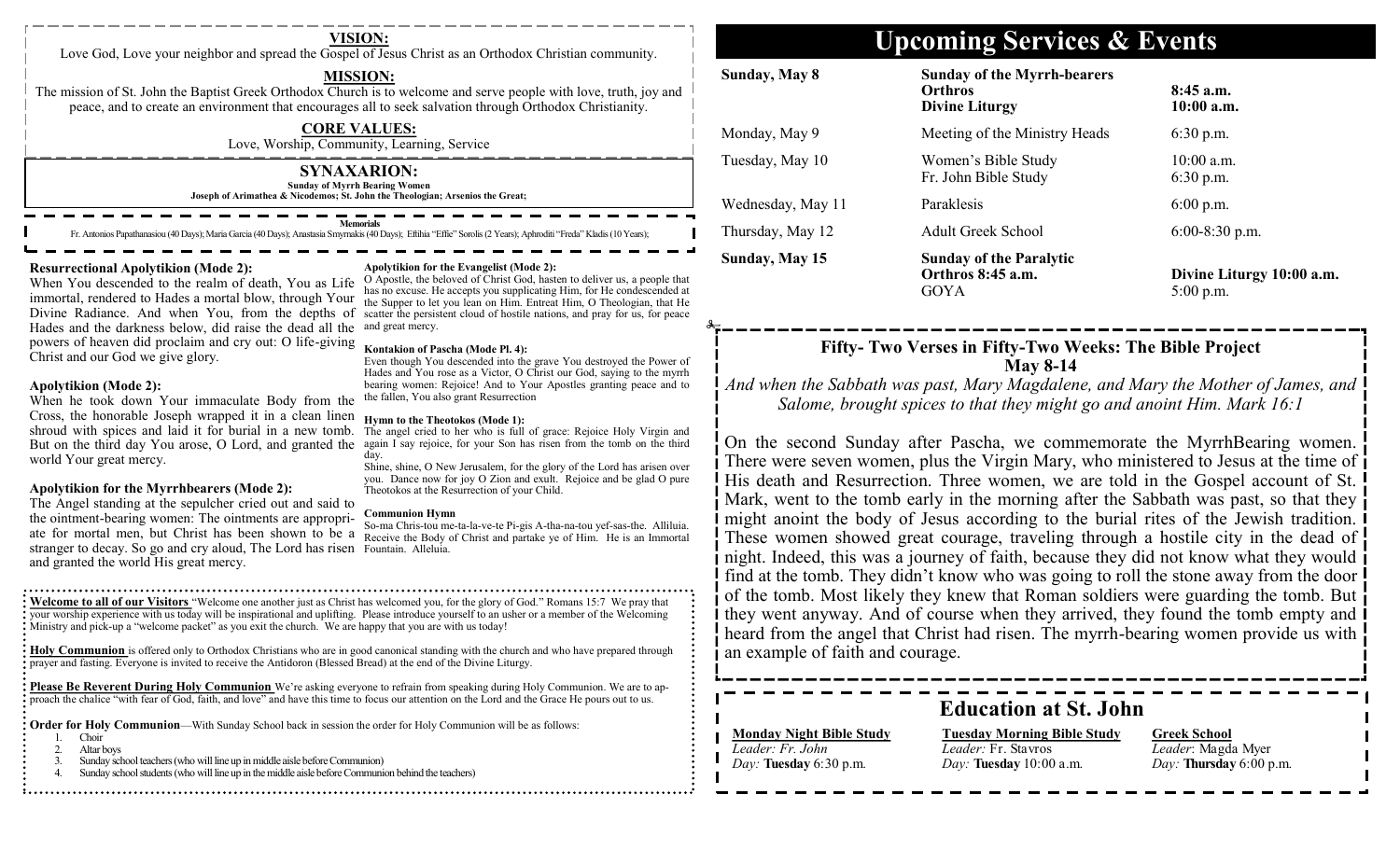## VISION:

Love God, Love your neighbor and spread the Gospel of Jesus Christ as an Orthodox Christian community.

## MISSION:

The mission of St. John the Baptist Greek Orthodox Church is to welcome and serve people with love, truth, joy and peace, and to create an environment that encourages all to seek salvation through Orthodox Christianity.

## CORE VALUES:

Love, Worship, Community, Learning, Service

## SYNAXARION:

**Sunday of Myrrh Bearing Women**
**Joseph of Arimathea & Nicodemos; St. John the Theologian; Arsenios the Great;**

**Memorials**
Fr. Antonios Papathanasiou (40 Days); Maria Garcia (40 Days); Anastasia Smyrnakis (40 Days); Efthia "Effie" Sorolis (2 Years); Aphroditi "Freda" Kladis (10 Years);

**Resurrectional Apolytikion (Mode 2):**
When You descended to the realm of death, You as Life immortal, rendered to Hades a mortal blow, through Your Divine Radiance. And when You, from the depths of Hades and the darkness below, did raise the dead all the powers of heaven did proclaim and cry out: O life-giving Christ and our God we give glory.

**Apolytikion (Mode 2):**
When he took down Your immaculate Body from the Cross, the honorable Joseph wrapped it in a clean linen shroud with spices and laid it for burial in a new tomb. But on the third day You arose, O Lord, and granted the world Your great mercy.

**Apolytikion for the Myrrhbearers (Mode 2):**
The Angel standing at the sepulcher cried out and said to the ointment-bearing women: The ointments are appropriate for mortal men, but Christ has been shown to be a stranger to decay. So go and cry aloud, The Lord has risen and granted the world His great mercy.

**Apolytikion for the Evangelist (Mode 2):**
O Apostle, the beloved of Christ God, hasten to deliver us, a people that has no excuse. He accepts you supplicating Him, for He condescended at the Supper to let you lean on Him. Entreat Him, O Theologian, that He scatter the persistent cloud of hostile nations, and pray for us, for peace and great mercy.

**Kontakion of Pascha (Mode Pl. 4):**
Even though You descended into the grave You destroyed the Power of Hades and You rose as a Victor, O Christ our God, saying to the myrrh bearing women: Rejoice! And to Your Apostles granting peace and to the fallen, You also grant Resurrection

**Hymn to the Theotokos (Mode 1):**
The angel cried to her who is full of grace: Rejoice Holy Virgin and again I say rejoice, for your Son has risen from the tomb on the third day.
Shine, shine, O New Jerusalem, for the glory of the Lord has arisen over you. Dance now for joy O Zion and exult. Rejoice and be glad O pure Theotokos at the Resurrection of your Child.

**Communion Hymn**
So-ma Chris-tou me-ta-la-ve-te Pi-gis A-tha-na-tou yef-sas-the. Alliluia.
Receive the Body of Christ and partake ye of Him. He is an Immortal Fountain. Alleluia.

**Welcome to all of our Visitors** "Welcome one another just as Christ has welcomed you, for the glory of God." Romans 15:7 We pray that your worship experience with us today will be inspirational and uplifting. Please introduce yourself to an usher or a member of the Welcoming Ministry and pick-up a "welcome packet" as you exit the church. We are happy that you are with us today!

**Holy Communion** is offered only to Orthodox Christians who are in good canonical standing with the church and who have prepared through prayer and fasting. Everyone is invited to receive the Antidoron (Blessed Bread) at the end of the Divine Liturgy.

**Please Be Reverent During Holy Communion** We're asking everyone to refrain from speaking during Holy Communion. We are to approach the chalice "with fear of God, faith, and love" and have this time to focus our attention on the Lord and the Grace He pours out to us.

**Order for Holy Communion**—With Sunday School back in session the order for Holy Communion will be as follows:

1. Choir
2. Altar boys
3. Sunday school teachers (who will line up in middle aisle before Communion)
4. Sunday school students (who will line up in the middle aisle before Communion behind the teachers)

# Upcoming Services & Events

| | | |
|---|---|---|
| **Sunday, May 8** | **Sunday of the Myrrh-bearers** | |
| | **Orthros** | **8:45 a.m.** |
| | **Divine Liturgy** | **10:00 a.m.** |
| Monday, May 9 | Meeting of the Ministry Heads | 6:30 p.m. |
| Tuesday, May 10 | Women's Bible Study | 10:00 a.m. |
| | Fr. John Bible Study | 6:30 p.m. |
| Wednesday, May 11 | Paraklesis | 6:00 p.m. |
| Thursday, May 12 | Adult Greek School | 6:00-8:30 p.m. |
| **Sunday, May 15** | **Sunday of the Paralytic** | |
| | **Orthros 8:45 a.m.** | **Divine Liturgy 10:00 a.m.** |
| | GOYA | 5:00 p.m. |

## Fifty- Two Verses in Fifty-Two Weeks: The Bible Project
### May 8-14

*And when the Sabbath was past, Mary Magdalene, and Mary the Mother of James, and Salome, brought spices to that they might go and anoint Him. Mark 16:1*

On the second Sunday after Pascha, we commemorate the MyrrhBearing women. There were seven women, plus the Virgin Mary, who ministered to Jesus at the time of His death and Resurrection. Three women, we are told in the Gospel account of St. Mark, went to the tomb early in the morning after the Sabbath was past, so that they might anoint the body of Jesus according to the burial rites of the Jewish tradition. These women showed great courage, traveling through a hostile city in the dead of night. Indeed, this was a journey of faith, because they did not know what they would find at the tomb. They didn't know who was going to roll the stone away from the door of the tomb. Most likely they knew that Roman soldiers were guarding the tomb. But they went anyway. And of course when they arrived, they found the tomb empty and heard from the angel that Christ had risen. The myrrh-bearing women provide us with an example of faith and courage.

## Education at St. John

| **Monday Night Bible Study** | **Tuesday Morning Bible Study** | **Greek School** |
|---|---|---|
| *Leader:* Fr. John | *Leader:* Fr. Stavros | *Leader*: Magda Myer |
| *Day:* **Tuesday** 6:30 p.m. | *Day:* **Tuesday** 10:00 a.m. | *Day:* **Thursday** 6:00 p.m. |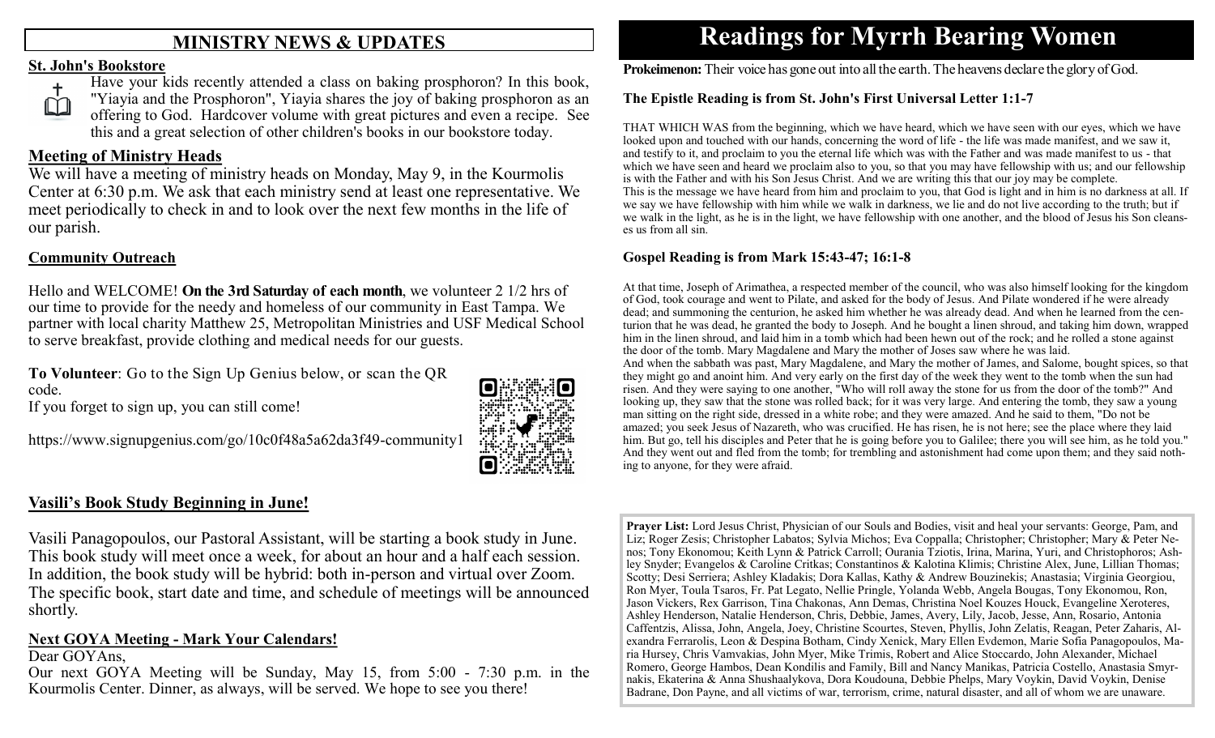## MINISTRY NEWS & UPDATES

**St. John's Bookstore**

Have your kids recently attended a class on baking prosphoron? In this book, "Yiayia and the Prosphoron", Yiayia shares the joy of baking prosphoron as an offering to God. Hardcover volume with great pictures and even a recipe. See this and a great selection of other children's books in our bookstore today.

**Meeting of Ministry Heads**

We will have a meeting of ministry heads on Monday, May 9, in the Kourmolis Center at 6:30 p.m. We ask that each ministry send at least one representative. We meet periodically to check in and to look over the next few months in the life of our parish.

**Community Outreach**

Hello and WELCOME! **On the 3rd Saturday of each month**, we volunteer 2 1/2 hrs of our time to provide for the needy and homeless of our community in East Tampa. We partner with local charity Matthew 25, Metropolitan Ministries and USF Medical School to serve breakfast, provide clothing and medical needs for our guests.

**To Volunteer**: Go to the Sign Up Genius below, or scan the QR code.
If you forget to sign up, you can still come!

https://www.signupgenius.com/go/10c0f48a5a62da3f49-community1

**Vasili's Book Study Beginning in June!**

Vasili Panagopoulos, our Pastoral Assistant, will be starting a book study in June. This book study will meet once a week, for about an hour and a half each session. In addition, the book study will be hybrid: both in-person and virtual over Zoom. The specific book, start date and time, and schedule of meetings will be announced shortly.

**Next GOYA Meeting - Mark Your Calendars!**

Dear GOYAns,
Our next GOYA Meeting will be Sunday, May 15, from 5:00 - 7:30 p.m. in the Kourmolis Center. Dinner, as always, will be served. We hope to see you there!

# Readings for Myrrh Bearing Women

**Prokeimenon:** Their voice has gone out into all the earth. The heavens declare the glory of God.

**The Epistle Reading is from St. John's First Universal Letter 1:1-7**

THAT WHICH WAS from the beginning, which we have heard, which we have seen with our eyes, which we have looked upon and touched with our hands, concerning the word of life - the life was made manifest, and we saw it, and testify to it, and proclaim to you the eternal life which was with the Father and was made manifest to us - that which we have seen and heard we proclaim also to you, so that you may have fellowship with us; and our fellowship is with the Father and with his Son Jesus Christ. And we are writing this that our joy may be complete.
This is the message we have heard from him and proclaim to you, that God is light and in him is no darkness at all. If we say we have fellowship with him while we walk in darkness, we lie and do not live according to the truth; but if we walk in the light, as he is in the light, we have fellowship with one another, and the blood of Jesus his Son cleanses us from all sin.

**Gospel Reading is from Mark 15:43-47; 16:1-8**

At that time, Joseph of Arimathea, a respected member of the council, who was also himself looking for the kingdom of God, took courage and went to Pilate, and asked for the body of Jesus. And Pilate wondered if he were already dead; and summoning the centurion, he asked him whether he was already dead. And when he learned from the centurion that he was dead, he granted the body to Joseph. And he bought a linen shroud, and taking him down, wrapped him in the linen shroud, and laid him in a tomb which had been hewn out of the rock; and he rolled a stone against the door of the tomb. Mary Magdalene and Mary the mother of Joses saw where he was laid.
And when the sabbath was past, Mary Magdalene, and Mary the mother of James, and Salome, bought spices, so that they might go and anoint him. And very early on the first day of the week they went to the tomb when the sun had risen. And they were saying to one another, "Who will roll away the stone for us from the door of the tomb?" And looking up, they saw that the stone was rolled back; for it was very large. And entering the tomb, they saw a young man sitting on the right side, dressed in a white robe; and they were amazed. And he said to them, "Do not be amazed; you seek Jesus of Nazareth, who was crucified. He has risen, he is not here; see the place where they laid him. But go, tell his disciples and Peter that he is going before you to Galilee; there you will see him, as he told you." And they went out and fled from the tomb; for trembling and astonishment had come upon them; and they said nothing to anyone, for they were afraid.

**Prayer List:** Lord Jesus Christ, Physician of our Souls and Bodies, visit and heal your servants: George, Pam, and Liz; Roger Zesis; Christopher Labatos; Sylvia Michos; Eva Coppalla; Christopher; Christopher; Mary & Peter Nenos; Tony Ekonomou; Keith Lynn & Patrick Carroll; Ourania Tziotis, Irina, Marina, Yuri, and Christophoros; Ashley Snyder; Evangelos & Caroline Critkas; Constantinos & Kalotina Klimis; Christine Alex, June, Lillian Thomas; Scotty; Desi Serriera; Ashley Kladakis; Dora Kallas, Kathy & Andrew Bouzinekis; Anastasia; Virginia Georgiou, Ron Myer, Toula Tsaros, Fr. Pat Legato, Nellie Pringle, Yolanda Webb, Angela Bougas, Tony Ekonomou, Ron, Jason Vickers, Rex Garrison, Tina Chakonas, Ann Demas, Christina Noel Kouzes Houck, Evangeline Xeroteres, Ashley Henderson, Natalie Henderson, Chris, Debbie, James, Avery, Lily, Jacob, Jesse, Ann, Rosario, Antonia Caffentzis, Alissa, John, Angela, Joey, Christine Scourtes, Steven, Phyllis, John Zelatis, Reagan, Peter Zaharis, Alexandra Ferrarolis, Leon & Despina Botham, Cindy Xenick, Mary Ellen Evdemon, Marie Sofia Panagopoulos, Maria Hursey, Chris Vamvakias, John Myer, Mike Trimis, Robert and Alice Stoccardo, John Alexander, Michael Romero, George Hambos, Dean Kondilis and Family, Bill and Nancy Manikas, Patricia Costello, Anastasia Smyrnakis, Ekaterina & Anna Shushaalykova, Dora Koudouna, Debbie Phelps, Mary Voykin, David Voykin, Denise Badrane, Don Payne, and all victims of war, terrorism, crime, natural disaster, and all of whom we are unaware.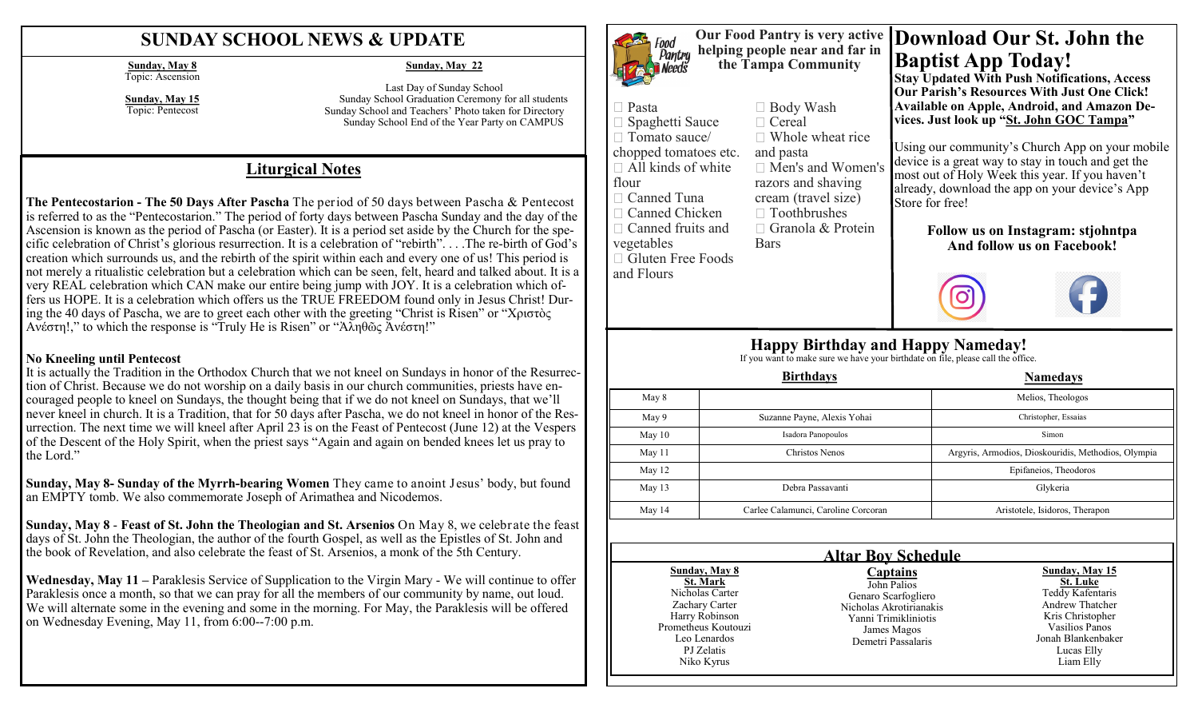## SUNDAY SCHOOL NEWS & UPDATE

**Sunday, May 8**
Topic: Ascension

**Sunday, May 15**
Topic: Pentecost

**Sunday, May 22**

Last Day of Sunday School
Sunday School Graduation Ceremony for all students
Sunday School and Teachers' Photo taken for Directory
Sunday School End of the Year Party on CAMPUS

## Liturgical Notes

**The Pentecostarion - The 50 Days After Pascha** The period of 50 days between Pascha & Pentecost is referred to as the "Pentecostarion." The period of forty days between Pascha Sunday and the day of the Ascension is known as the period of Pascha (or Easter). It is a period set aside by the Church for the specific celebration of Christ's glorious resurrection. It is a celebration of "rebirth". . . .The re-birth of God's creation which surrounds us, and the rebirth of the spirit within each and every one of us! This period is not merely a ritualistic celebration but a celebration which can be seen, felt, heard and talked about. It is a very REAL celebration which CAN make our entire being jump with JOY. It is a celebration which offers us HOPE. It is a celebration which offers us the TRUE FREEDOM found only in Jesus Christ! During the 40 days of Pascha, we are to greet each other with the greeting "Christ is Risen" or "Χριστὸς Ἀνέστη!," to which the response is "Truly He is Risen" or "Ἀληθῶς Ἀνέστη!"

**No Kneeling until Pentecost**
It is actually the Tradition in the Orthodox Church that we not kneel on Sundays in honor of the Resurrection of Christ. Because we do not worship on a daily basis in our church communities, priests have encouraged people to kneel on Sundays, the thought being that if we do not kneel on Sundays, that we'll never kneel in church. It is a Tradition, that for 50 days after Pascha, we do not kneel in honor of the Resurrection. The next time we will kneel after April 23 is on the Feast of Pentecost (June 12) at the Vespers of the Descent of the Holy Spirit, when the priest says "Again and again on bended knees let us pray to the Lord."

**Sunday, May 8- Sunday of the Myrrh-bearing Women** They came to anoint Jesus' body, but found an EMPTY tomb. We also commemorate Joseph of Arimathea and Nicodemos.

**Sunday, May 8 - Feast of St. John the Theologian and St. Arsenios** On May 8, we celebrate the feast days of St. John the Theologian, the author of the fourth Gospel, as well as the Epistles of St. John and the book of Revelation, and also celebrate the feast of St. Arsenios, a monk of the 5th Century.

**Wednesday, May 11 –** Paraklesis Service of Supplication to the Virgin Mary - We will continue to offer Paraklesis once a month, so that we can pray for all the members of our community by name, out loud. We will alternate some in the evening and some in the morning. For May, the Paraklesis will be offered on Wednesday Evening, May 11, from 6:00--7:00 p.m.

**Our Food Pantry is very active helping people near and far in the Tampa Community**

- Pasta
- Spaghetti Sauce
- Tomato sauce/chopped tomatoes etc.
- All kinds of white flour
- Canned Tuna
- Canned Chicken
- Canned fruits and vegetables
- Gluten Free Foods and Flours
- Body Wash
- Cereal
- Whole wheat rice and pasta
- Men's and Women's razors and shaving cream (travel size)
- Toothbrushes
- Granola & Protein Bars

## Download Our St. John the Baptist App Today!

**Stay Updated With Push Notifications, Access Our Parish's Resources With Just One Click! Available on Apple, Android, and Amazon Devices. Just look up "St. John GOC Tampa"**

Using our community's Church App on your mobile device is a great way to stay in touch and get the most out of Holy Week this year. If you haven't already, download the app on your device's App Store for free!

**Follow us on Instagram: stjohntpa**
**And follow us on Facebook!**

## Happy Birthday and Happy Nameday!

If you want to make sure we have your birthdate on file, please call the office.

| | Birthdays | Namedays |
|---|---|---|
| May 8 | | Melios, Theologos |
| May 9 | Suzanne Payne, Alexis Yohai | Christopher, Essaias |
| May 10 | Isadora Panopoulos | Simon |
| May 11 | Christos Nenos | Argyris, Armodios, Dioskouridis, Methodios, Olympia |
| May 12 | | Epifaneios, Theodoros |
| May 13 | Debra Passavanti | Glykeria |
| May 14 | Carlee Calamunci, Caroline Corcoran | Aristotele, Isidoros, Therapon |

## Altar Boy Schedule

**Sunday, May 8**
**St. Mark**
Nicholas Carter
Zachary Carter
Harry Robinson
Prometheus Koutouzi
Leo Lenardos
PJ Zelatis
Niko Kyrus

**Captains**
John Palios
Genaro Scarfogliero
Nicholas Akrotirianakis
Yanni Trimikliniotis
James Magos
Demetri Passalaris

**Sunday, May 15**
**St. Luke**
Teddy Kafentaris
Andrew Thatcher
Kris Christopher
Vasilios Panos
Jonah Blankenbaker
Lucas Elly
Liam Elly